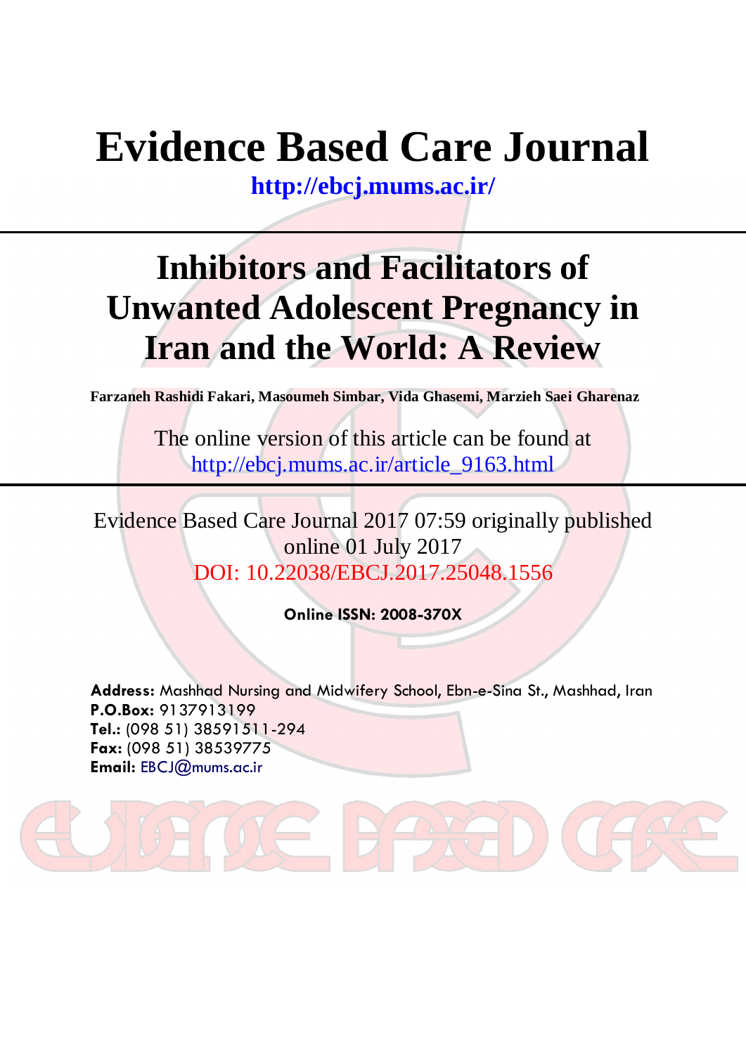# Evidence Based Care Journal

http://ebcj.mums.ac.ir/

# Inhibitors and Facilitators of Unwanted Adolescent Pregnancy in Iran and the World: A Review

**Farzaneh Rashidi Fakari, Masoumeh Simbar, Vida Ghasemi, Marzieh Saei Gharenaz**

The online version of this article can be found at
http://ebcj.mums.ac.ir/article_9163.html

Evidence Based Care Journal 2017 07:59 originally published online 01 July 2017
DOI: 10.22038/EBCJ.2017.25048.1556

**Online ISSN: 2008-370X**

**Address:** Mashhad Nursing and Midwifery School, Ebn-e-Sina St., Mashhad, Iran
**P.O.Box:** 9137913199
**Tel.:** (098 51) 38591511-294
**Fax:** (098 51) 38539775
**Email:** EBCJ@mums.ac.ir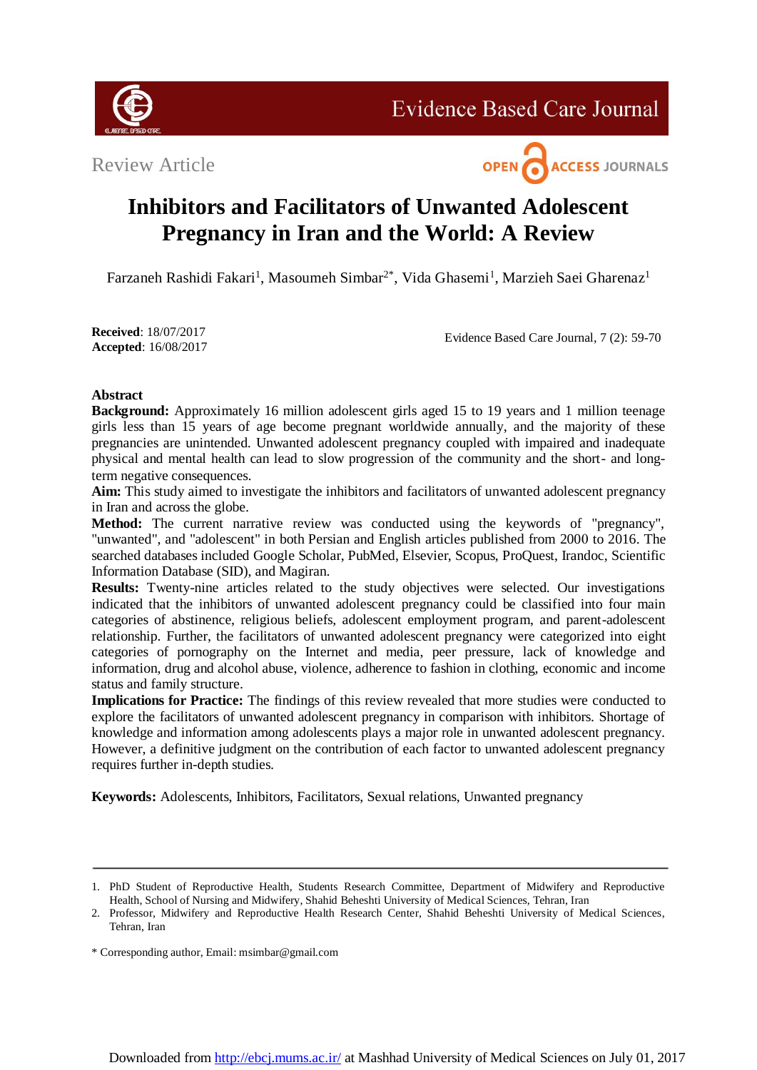Review Article

# Inhibitors and Facilitators of Unwanted Adolescent Pregnancy in Iran and the World: A Review

Farzaneh Rashidi Fakari[1], Masoumeh Simbar[2*], Vida Ghasemi[1], Marzieh Saei Gharenaz[1]

**Received**: 18/07/2017
**Accepted**: 16/08/2017

Evidence Based Care Journal, 7 (2): 59-70

## Abstract

**Background:** Approximately 16 million adolescent girls aged 15 to 19 years and 1 million teenage girls less than 15 years of age become pregnant worldwide annually, and the majority of these pregnancies are unintended. Unwanted adolescent pregnancy coupled with impaired and inadequate physical and mental health can lead to slow progression of the community and the short- and long-term negative consequences.

**Aim:** This study aimed to investigate the inhibitors and facilitators of unwanted adolescent pregnancy in Iran and across the globe.

**Method:** The current narrative review was conducted using the keywords of "pregnancy", "unwanted", and "adolescent" in both Persian and English articles published from 2000 to 2016. The searched databases included Google Scholar, PubMed, Elsevier, Scopus, ProQuest, Irandoc, Scientific Information Database (SID), and Magiran.

**Results:** Twenty-nine articles related to the study objectives were selected. Our investigations indicated that the inhibitors of unwanted adolescent pregnancy could be classified into four main categories of abstinence, religious beliefs, adolescent employment program, and parent-adolescent relationship. Further, the facilitators of unwanted adolescent pregnancy were categorized into eight categories of pornography on the Internet and media, peer pressure, lack of knowledge and information, drug and alcohol abuse, violence, adherence to fashion in clothing, economic and income status and family structure.

**Implications for Practice:** The findings of this review revealed that more studies were conducted to explore the facilitators of unwanted adolescent pregnancy in comparison with inhibitors. Shortage of knowledge and information among adolescents plays a major role in unwanted adolescent pregnancy. However, a definitive judgment on the contribution of each factor to unwanted adolescent pregnancy requires further in-depth studies.

**Keywords:** Adolescents, Inhibitors, Facilitators, Sexual relations, Unwanted pregnancy

---

1. PhD Student of Reproductive Health, Students Research Committee, Department of Midwifery and Reproductive Health, School of Nursing and Midwifery, Shahid Beheshti University of Medical Sciences, Tehran, Iran
2. Professor, Midwifery and Reproductive Health Research Center, Shahid Beheshti University of Medical Sciences, Tehran, Iran

\* Corresponding author, Email: msimbar@gmail.com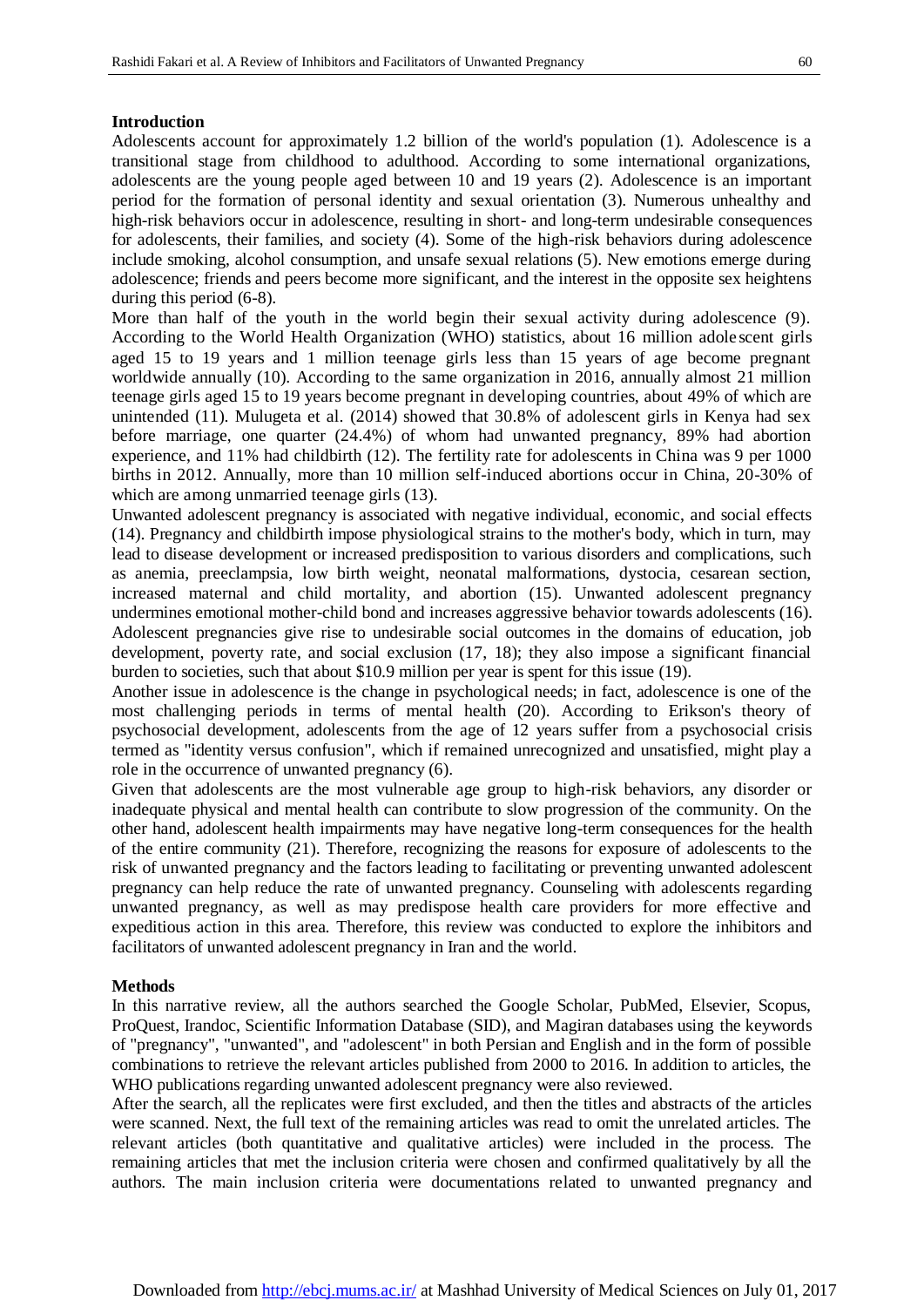## Introduction

Adolescents account for approximately 1.2 billion of the world's population (1). Adolescence is a transitional stage from childhood to adulthood. According to some international organizations, adolescents are the young people aged between 10 and 19 years (2). Adolescence is an important period for the formation of personal identity and sexual orientation (3). Numerous unhealthy and high-risk behaviors occur in adolescence, resulting in short- and long-term undesirable consequences for adolescents, their families, and society (4). Some of the high-risk behaviors during adolescence include smoking, alcohol consumption, and unsafe sexual relations (5). New emotions emerge during adolescence; friends and peers become more significant, and the interest in the opposite sex heightens during this period (6-8).

More than half of the youth in the world begin their sexual activity during adolescence (9). According to the World Health Organization (WHO) statistics, about 16 million adolescent girls aged 15 to 19 years and 1 million teenage girls less than 15 years of age become pregnant worldwide annually (10). According to the same organization in 2016, annually almost 21 million teenage girls aged 15 to 19 years become pregnant in developing countries, about 49% of which are unintended (11). Mulugeta et al. (2014) showed that 30.8% of adolescent girls in Kenya had sex before marriage, one quarter (24.4%) of whom had unwanted pregnancy, 89% had abortion experience, and 11% had childbirth (12). The fertility rate for adolescents in China was 9 per 1000 births in 2012. Annually, more than 10 million self-induced abortions occur in China, 20-30% of which are among unmarried teenage girls (13).

Unwanted adolescent pregnancy is associated with negative individual, economic, and social effects (14). Pregnancy and childbirth impose physiological strains to the mother's body, which in turn, may lead to disease development or increased predisposition to various disorders and complications, such as anemia, preeclampsia, low birth weight, neonatal malformations, dystocia, cesarean section, increased maternal and child mortality, and abortion (15). Unwanted adolescent pregnancy undermines emotional mother-child bond and increases aggressive behavior towards adolescents (16). Adolescent pregnancies give rise to undesirable social outcomes in the domains of education, job development, poverty rate, and social exclusion (17, 18); they also impose a significant financial burden to societies, such that about $10.9 million per year is spent for this issue (19).

Another issue in adolescence is the change in psychological needs; in fact, adolescence is one of the most challenging periods in terms of mental health (20). According to Erikson's theory of psychosocial development, adolescents from the age of 12 years suffer from a psychosocial crisis termed as "identity versus confusion", which if remained unrecognized and unsatisfied, might play a role in the occurrence of unwanted pregnancy (6).

Given that adolescents are the most vulnerable age group to high-risk behaviors, any disorder or inadequate physical and mental health can contribute to slow progression of the community. On the other hand, adolescent health impairments may have negative long-term consequences for the health of the entire community (21). Therefore, recognizing the reasons for exposure of adolescents to the risk of unwanted pregnancy and the factors leading to facilitating or preventing unwanted adolescent pregnancy can help reduce the rate of unwanted pregnancy. Counseling with adolescents regarding unwanted pregnancy, as well as may predispose health care providers for more effective and expeditious action in this area. Therefore, this review was conducted to explore the inhibitors and facilitators of unwanted adolescent pregnancy in Iran and the world.

## Methods

In this narrative review, all the authors searched the Google Scholar, PubMed, Elsevier, Scopus, ProQuest, Irandoc, Scientific Information Database (SID), and Magiran databases using the keywords of "pregnancy", "unwanted", and "adolescent" in both Persian and English and in the form of possible combinations to retrieve the relevant articles published from 2000 to 2016. In addition to articles, the WHO publications regarding unwanted adolescent pregnancy were also reviewed.

After the search, all the replicates were first excluded, and then the titles and abstracts of the articles were scanned. Next, the full text of the remaining articles was read to omit the unrelated articles. The relevant articles (both quantitative and qualitative articles) were included in the process. The remaining articles that met the inclusion criteria were chosen and confirmed qualitatively by all the authors. The main inclusion criteria were documentations related to unwanted pregnancy and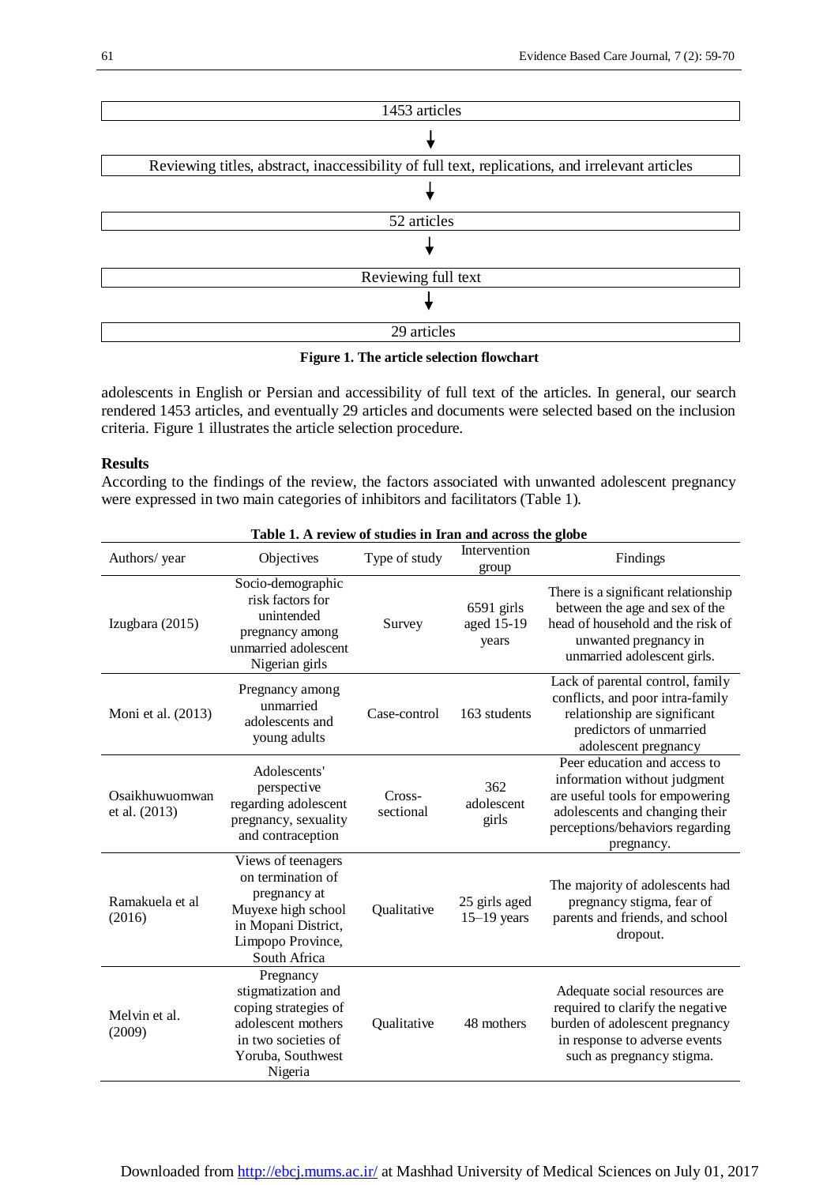1453 articles

↓

Reviewing titles, abstract, inaccessibility of full text, replications, and irrelevant articles

↓

52 articles

↓

Reviewing full text

↓

29 articles

**Figure 1. The article selection flowchart**

adolescents in English or Persian and accessibility of full text of the articles. In general, our search rendered 1453 articles, and eventually 29 articles and documents were selected based on the inclusion criteria. Figure 1 illustrates the article selection procedure.

## Results

According to the findings of the review, the factors associated with unwanted adolescent pregnancy were expressed in two main categories of inhibitors and facilitators (Table 1).

**Table 1. A review of studies in Iran and across the globe**

| Authors/ year | Objectives | Type of study | Intervention group | Findings |
|---|---|---|---|---|
| Izugbara (2015) | Socio-demographic risk factors for unintended pregnancy among unmarried adolescent Nigerian girls | Survey | 6591 girls aged 15-19 years | There is a significant relationship between the age and sex of the head of household and the risk of unwanted pregnancy in unmarried adolescent girls. |
| Moni et al. (2013) | Pregnancy among unmarried adolescents and young adults | Case-control | 163 students | Lack of parental control, family conflicts, and poor intra-family relationship are significant predictors of unmarried adolescent pregnancy |
| Osaikhuwuomwan et al. (2013) | Adolescents' perspective regarding adolescent pregnancy, sexuality and contraception | Cross-sectional | 362 adolescent girls | Peer education and access to information without judgment are useful tools for empowering adolescents and changing their perceptions/behaviors regarding pregnancy. |
| Ramakuela et al (2016) | Views of teenagers on termination of pregnancy at Muyexe high school in Mopani District, Limpopo Province, South Africa | Qualitative | 25 girls aged 15–19 years | The majority of adolescents had pregnancy stigma, fear of parents and friends, and school dropout. |
| Melvin et al. (2009) | Pregnancy stigmatization and coping strategies of adolescent mothers in two societies of Yoruba, Southwest Nigeria | Qualitative | 48 mothers | Adequate social resources are required to clarify the negative burden of adolescent pregnancy in response to adverse events such as pregnancy stigma. |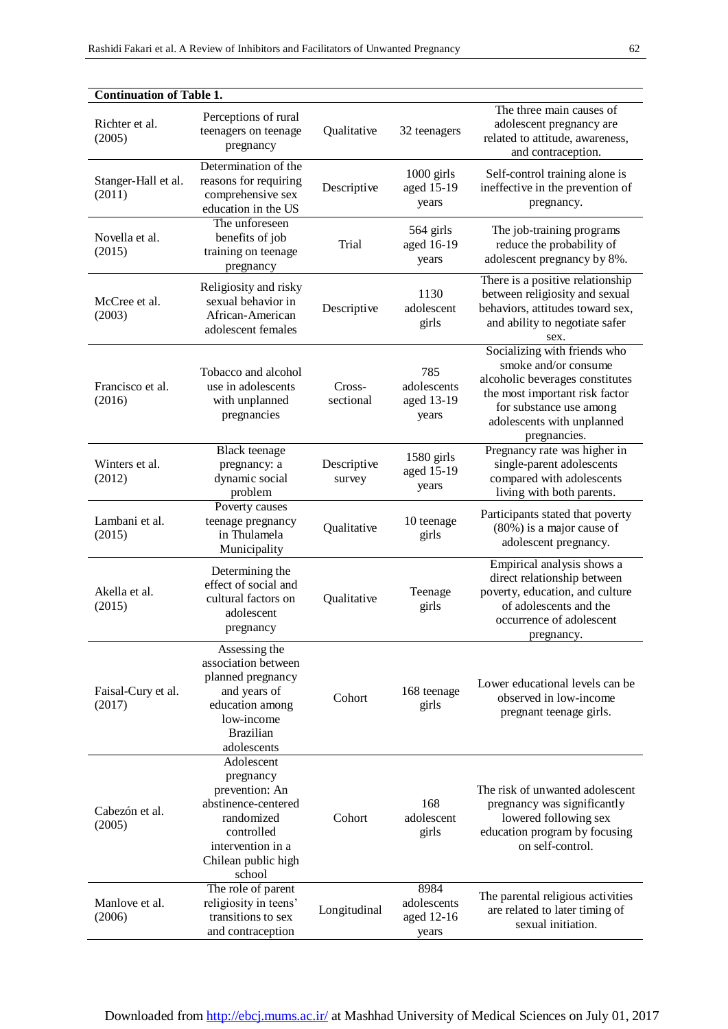**Continuation of Table 1.**

| | | | | |
|---|---|---|---|---|
| Richter et al. (2005) | Perceptions of rural teenagers on teenage pregnancy | Qualitative | 32 teenagers | The three main causes of adolescent pregnancy are related to attitude, awareness, and contraception. |
| Stanger-Hall et al. (2011) | Determination of the reasons for requiring comprehensive sex education in the US | Descriptive | 1000 girls aged 15-19 years | Self-control training alone is ineffective in the prevention of pregnancy. |
| Novella et al. (2015) | The unforeseen benefits of job training on teenage pregnancy | Trial | 564 girls aged 16-19 years | The job-training programs reduce the probability of adolescent pregnancy by 8%. |
| McCree et al. (2003) | Religiosity and risky sexual behavior in African-American adolescent females | Descriptive | 1130 adolescent girls | There is a positive relationship between religiosity and sexual behaviors, attitudes toward sex, and ability to negotiate safer sex. |
| Francisco et al. (2016) | Tobacco and alcohol use in adolescents with unplanned pregnancies | Cross-sectional | 785 adolescents aged 13-19 years | Socializing with friends who smoke and/or consume alcoholic beverages constitutes the most important risk factor for substance use among adolescents with unplanned pregnancies. |
| Winters et al. (2012) | Black teenage pregnancy: a dynamic social problem | Descriptive survey | 1580 girls aged 15-19 years | Pregnancy rate was higher in single-parent adolescents compared with adolescents living with both parents. |
| Lambani et al. (2015) | Poverty causes teenage pregnancy in Thulamela Municipality | Qualitative | 10 teenage girls | Participants stated that poverty (80%) is a major cause of adolescent pregnancy. |
| Akella et al. (2015) | Determining the effect of social and cultural factors on adolescent pregnancy | Qualitative | Teenage girls | Empirical analysis shows a direct relationship between poverty, education, and culture of adolescents and the occurrence of adolescent pregnancy. |
| Faisal-Cury et al. (2017) | Assessing the association between planned pregnancy and years of education among low-income Brazilian adolescents | Cohort | 168 teenage girls | Lower educational levels can be observed in low-income pregnant teenage girls. |
| Cabezón et al. (2005) | Adolescent pregnancy prevention: An abstinence-centered randomized controlled intervention in a Chilean public high school | Cohort | 168 adolescent girls | The risk of unwanted adolescent pregnancy was significantly lowered following sex education program by focusing on self-control. |
| Manlove et al. (2006) | The role of parent religiosity in teens' transitions to sex and contraception | Longitudinal | 8984 adolescents aged 12-16 years | The parental religious activities are related to later timing of sexual initiation. |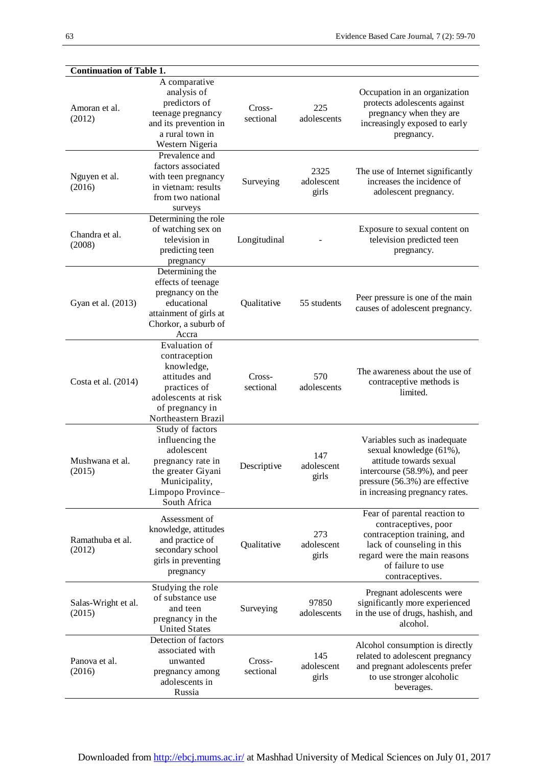**Continuation of Table 1.**

| | | | | |
|---|---|---|---|---|
| Amoran et al. (2012) | A comparative analysis of predictors of teenage pregnancy and its prevention in a rural town in Western Nigeria | Cross-sectional | 225 adolescents | Occupation in an organization protects adolescents against pregnancy when they are increasingly exposed to early pregnancy. |
| Nguyen et al. (2016) | Prevalence and factors associated with teen pregnancy in vietnam: results from two national surveys | Surveying | 2325 adolescent girls | The use of Internet significantly increases the incidence of adolescent pregnancy. |
| Chandra et al. (2008) | Determining the role of watching sex on television in predicting teen pregnancy | Longitudinal | - | Exposure to sexual content on television predicted teen pregnancy. |
| Gyan et al. (2013) | Determining the effects of teenage pregnancy on the educational attainment of girls at Chorkor, a suburb of Accra | Qualitative | 55 students | Peer pressure is one of the main causes of adolescent pregnancy. |
| Costa et al. (2014) | Evaluation of contraception knowledge, attitudes and practices of adolescents at risk of pregnancy in Northeastern Brazil | Cross-sectional | 570 adolescents | The awareness about the use of contraceptive methods is limited. |
| Mushwana et al. (2015) | Study of factors influencing the adolescent pregnancy rate in the greater Giyani Municipality, Limpopo Province–South Africa | Descriptive | 147 adolescent girls | Variables such as inadequate sexual knowledge (61%), attitude towards sexual intercourse (58.9%), and peer pressure (56.3%) are effective in increasing pregnancy rates. |
| Ramathuba et al. (2012) | Assessment of knowledge, attitudes and practice of secondary school girls in preventing pregnancy | Qualitative | 273 adolescent girls | Fear of parental reaction to contraceptives, poor contraception training, and lack of counseling in this regard were the main reasons of failure to use contraceptives. |
| Salas-Wright et al. (2015) | Studying the role of substance use and teen pregnancy in the United States | Surveying | 97850 adolescents | Pregnant adolescents were significantly more experienced in the use of drugs, hashish, and alcohol. |
| Panova et al. (2016) | Detection of factors associated with unwanted pregnancy among adolescents in Russia | Cross-sectional | 145 adolescent girls | Alcohol consumption is directly related to adolescent pregnancy and pregnant adolescents prefer to use stronger alcoholic beverages. |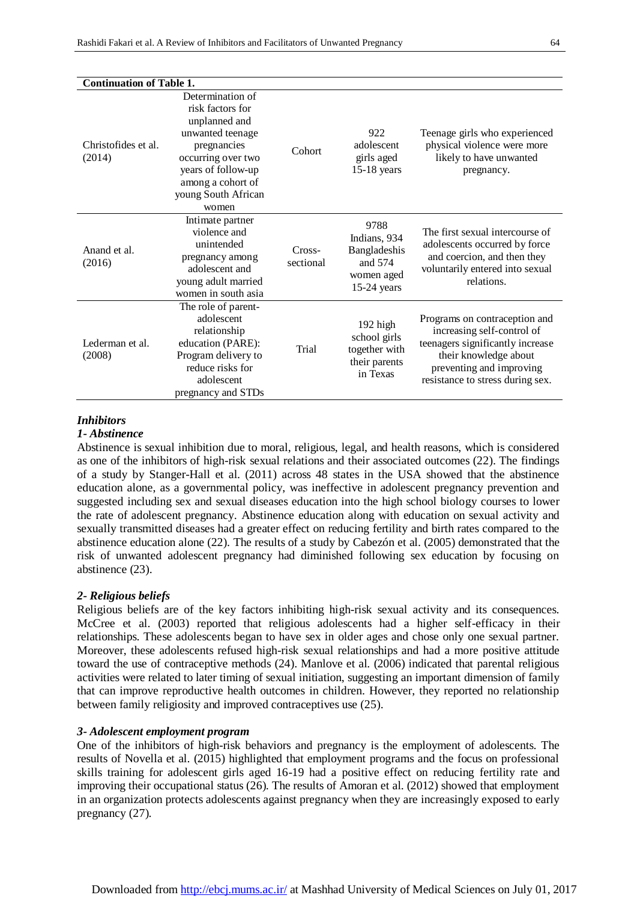**Continuation of Table 1.**

| | | | | |
|---|---|---|---|---|
| Christofides et al. (2014) | Determination of risk factors for unplanned and unwanted teenage pregnancies occurring over two years of follow-up among a cohort of young South African women | Cohort | 922 adolescent girls aged 15-18 years | Teenage girls who experienced physical violence were more likely to have unwanted pregnancy. |
| Anand et al. (2016) | Intimate partner violence and unintended pregnancy among adolescent and young adult married women in south asia | Cross-sectional | 9788 Indians, 934 Bangladeshis and 574 women aged 15-24 years | The first sexual intercourse of adolescents occurred by force and coercion, and then they voluntarily entered into sexual relations. |
| Lederman et al. (2008) | The role of parent-adolescent relationship education (PARE): Program delivery to reduce risks for adolescent pregnancy and STDs | Trial | 192 high school girls together with their parents in Texas | Programs on contraception and increasing self-control of teenagers significantly increase their knowledge about preventing and improving resistance to stress during sex. |

### *Inhibitors*

#### *1- Abstinence*

Abstinence is sexual inhibition due to moral, religious, legal, and health reasons, which is considered as one of the inhibitors of high-risk sexual relations and their associated outcomes (22). The findings of a study by Stanger-Hall et al. (2011) across 48 states in the USA showed that the abstinence education alone, as a governmental policy, was ineffective in adolescent pregnancy prevention and suggested including sex and sexual diseases education into the high school biology courses to lower the rate of adolescent pregnancy. Abstinence education along with education on sexual activity and sexually transmitted diseases had a greater effect on reducing fertility and birth rates compared to the abstinence education alone (22). The results of a study by Cabezón et al. (2005) demonstrated that the risk of unwanted adolescent pregnancy had diminished following sex education by focusing on abstinence (23).

#### *2- Religious beliefs*

Religious beliefs are of the key factors inhibiting high-risk sexual activity and its consequences. McCree et al. (2003) reported that religious adolescents had a higher self-efficacy in their relationships. These adolescents began to have sex in older ages and chose only one sexual partner. Moreover, these adolescents refused high-risk sexual relationships and had a more positive attitude toward the use of contraceptive methods (24). Manlove et al. (2006) indicated that parental religious activities were related to later timing of sexual initiation, suggesting an important dimension of family that can improve reproductive health outcomes in children. However, they reported no relationship between family religiosity and improved contraceptives use (25).

#### *3- Adolescent employment program*

One of the inhibitors of high-risk behaviors and pregnancy is the employment of adolescents. The results of Novella et al. (2015) highlighted that employment programs and the focus on professional skills training for adolescent girls aged 16-19 had a positive effect on reducing fertility rate and improving their occupational status (26). The results of Amoran et al. (2012) showed that employment in an organization protects adolescents against pregnancy when they are increasingly exposed to early pregnancy (27).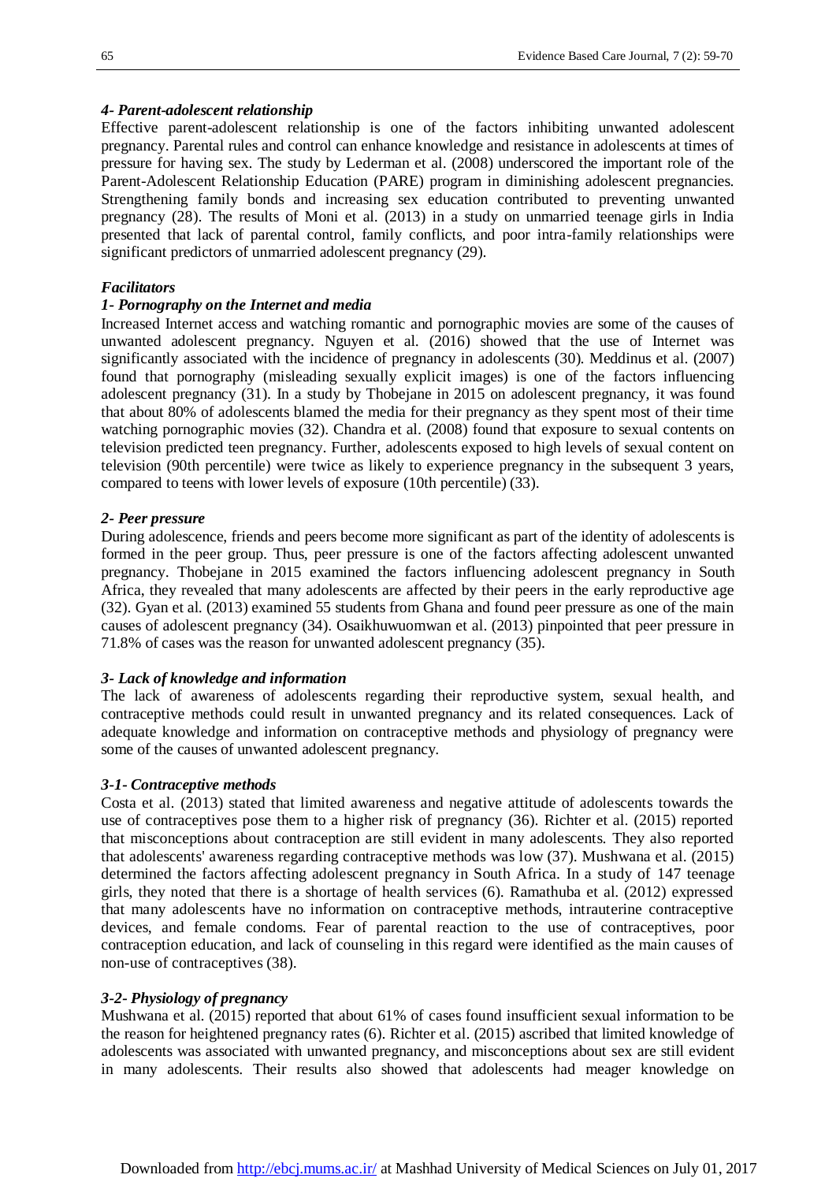#### *4- Parent-adolescent relationship*

Effective parent-adolescent relationship is one of the factors inhibiting unwanted adolescent pregnancy. Parental rules and control can enhance knowledge and resistance in adolescents at times of pressure for having sex. The study by Lederman et al. (2008) underscored the important role of the Parent-Adolescent Relationship Education (PARE) program in diminishing adolescent pregnancies. Strengthening family bonds and increasing sex education contributed to preventing unwanted pregnancy (28). The results of Moni et al. (2013) in a study on unmarried teenage girls in India presented that lack of parental control, family conflicts, and poor intra-family relationships were significant predictors of unmarried adolescent pregnancy (29).

### *Facilitators*

#### *1- Pornography on the Internet and media*

Increased Internet access and watching romantic and pornographic movies are some of the causes of unwanted adolescent pregnancy. Nguyen et al. (2016) showed that the use of Internet was significantly associated with the incidence of pregnancy in adolescents (30). Meddinus et al. (2007) found that pornography (misleading sexually explicit images) is one of the factors influencing adolescent pregnancy (31). In a study by Thobejane in 2015 on adolescent pregnancy, it was found that about 80% of adolescents blamed the media for their pregnancy as they spent most of their time watching pornographic movies (32). Chandra et al. (2008) found that exposure to sexual contents on television predicted teen pregnancy. Further, adolescents exposed to high levels of sexual content on television (90th percentile) were twice as likely to experience pregnancy in the subsequent 3 years, compared to teens with lower levels of exposure (10th percentile) (33).

#### *2- Peer pressure*

During adolescence, friends and peers become more significant as part of the identity of adolescents is formed in the peer group. Thus, peer pressure is one of the factors affecting adolescent unwanted pregnancy. Thobejane in 2015 examined the factors influencing adolescent pregnancy in South Africa, they revealed that many adolescents are affected by their peers in the early reproductive age (32). Gyan et al. (2013) examined 55 students from Ghana and found peer pressure as one of the main causes of adolescent pregnancy (34). Osaikhuwuomwan et al. (2013) pinpointed that peer pressure in 71.8% of cases was the reason for unwanted adolescent pregnancy (35).

#### *3- Lack of knowledge and information*

The lack of awareness of adolescents regarding their reproductive system, sexual health, and contraceptive methods could result in unwanted pregnancy and its related consequences. Lack of adequate knowledge and information on contraceptive methods and physiology of pregnancy were some of the causes of unwanted adolescent pregnancy.

#### *3-1- Contraceptive methods*

Costa et al. (2013) stated that limited awareness and negative attitude of adolescents towards the use of contraceptives pose them to a higher risk of pregnancy (36). Richter et al. (2015) reported that misconceptions about contraception are still evident in many adolescents. They also reported that adolescents' awareness regarding contraceptive methods was low (37). Mushwana et al. (2015) determined the factors affecting adolescent pregnancy in South Africa. In a study of 147 teenage girls, they noted that there is a shortage of health services (6). Ramathuba et al. (2012) expressed that many adolescents have no information on contraceptive methods, intrauterine contraceptive devices, and female condoms. Fear of parental reaction to the use of contraceptives, poor contraception education, and lack of counseling in this regard were identified as the main causes of non-use of contraceptives (38).

#### *3-2- Physiology of pregnancy*

Mushwana et al. (2015) reported that about 61% of cases found insufficient sexual information to be the reason for heightened pregnancy rates (6). Richter et al. (2015) ascribed that limited knowledge of adolescents was associated with unwanted pregnancy, and misconceptions about sex are still evident in many adolescents. Their results also showed that adolescents had meager knowledge on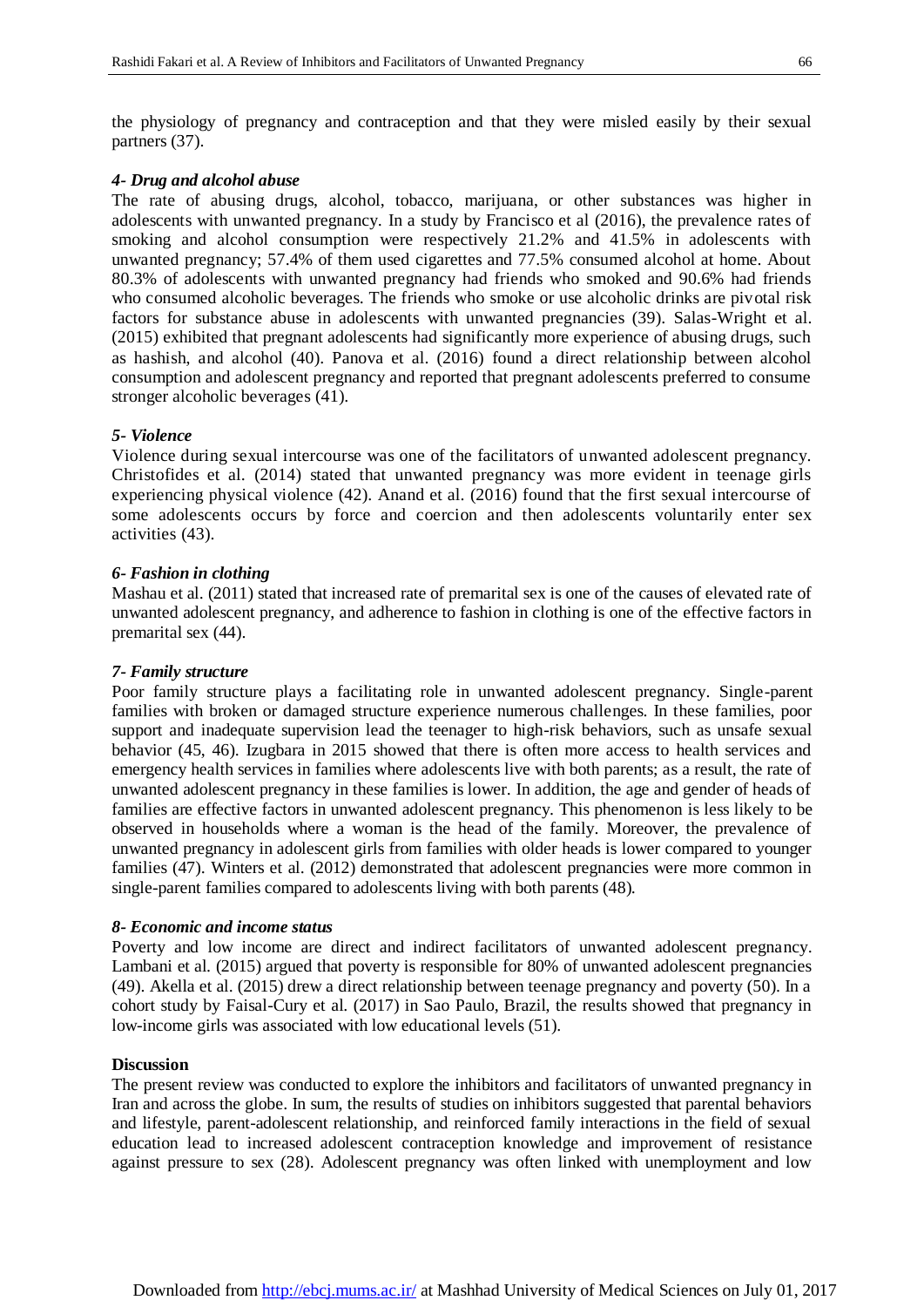the physiology of pregnancy and contraception and that they were misled easily by their sexual partners (37).

#### *4- Drug and alcohol abuse*

The rate of abusing drugs, alcohol, tobacco, marijuana, or other substances was higher in adolescents with unwanted pregnancy. In a study by Francisco et al (2016), the prevalence rates of smoking and alcohol consumption were respectively 21.2% and 41.5% in adolescents with unwanted pregnancy; 57.4% of them used cigarettes and 77.5% consumed alcohol at home. About 80.3% of adolescents with unwanted pregnancy had friends who smoked and 90.6% had friends who consumed alcoholic beverages. The friends who smoke or use alcoholic drinks are pivotal risk factors for substance abuse in adolescents with unwanted pregnancies (39). Salas-Wright et al. (2015) exhibited that pregnant adolescents had significantly more experience of abusing drugs, such as hashish, and alcohol (40). Panova et al. (2016) found a direct relationship between alcohol consumption and adolescent pregnancy and reported that pregnant adolescents preferred to consume stronger alcoholic beverages (41).

#### *5- Violence*

Violence during sexual intercourse was one of the facilitators of unwanted adolescent pregnancy. Christofides et al. (2014) stated that unwanted pregnancy was more evident in teenage girls experiencing physical violence (42). Anand et al. (2016) found that the first sexual intercourse of some adolescents occurs by force and coercion and then adolescents voluntarily enter sex activities (43).

#### *6- Fashion in clothing*

Mashau et al. (2011) stated that increased rate of premarital sex is one of the causes of elevated rate of unwanted adolescent pregnancy, and adherence to fashion in clothing is one of the effective factors in premarital sex (44).

#### *7- Family structure*

Poor family structure plays a facilitating role in unwanted adolescent pregnancy. Single-parent families with broken or damaged structure experience numerous challenges. In these families, poor support and inadequate supervision lead the teenager to high-risk behaviors, such as unsafe sexual behavior (45, 46). Izugbara in 2015 showed that there is often more access to health services and emergency health services in families where adolescents live with both parents; as a result, the rate of unwanted adolescent pregnancy in these families is lower. In addition, the age and gender of heads of families are effective factors in unwanted adolescent pregnancy. This phenomenon is less likely to be observed in households where a woman is the head of the family. Moreover, the prevalence of unwanted pregnancy in adolescent girls from families with older heads is lower compared to younger families (47). Winters et al. (2012) demonstrated that adolescent pregnancies were more common in single-parent families compared to adolescents living with both parents (48).

#### *8- Economic and income status*

Poverty and low income are direct and indirect facilitators of unwanted adolescent pregnancy. Lambani et al. (2015) argued that poverty is responsible for 80% of unwanted adolescent pregnancies (49). Akella et al. (2015) drew a direct relationship between teenage pregnancy and poverty (50). In a cohort study by Faisal-Cury et al. (2017) in Sao Paulo, Brazil, the results showed that pregnancy in low-income girls was associated with low educational levels (51).

### **Discussion**

The present review was conducted to explore the inhibitors and facilitators of unwanted pregnancy in Iran and across the globe. In sum, the results of studies on inhibitors suggested that parental behaviors and lifestyle, parent-adolescent relationship, and reinforced family interactions in the field of sexual education lead to increased adolescent contraception knowledge and improvement of resistance against pressure to sex (28). Adolescent pregnancy was often linked with unemployment and low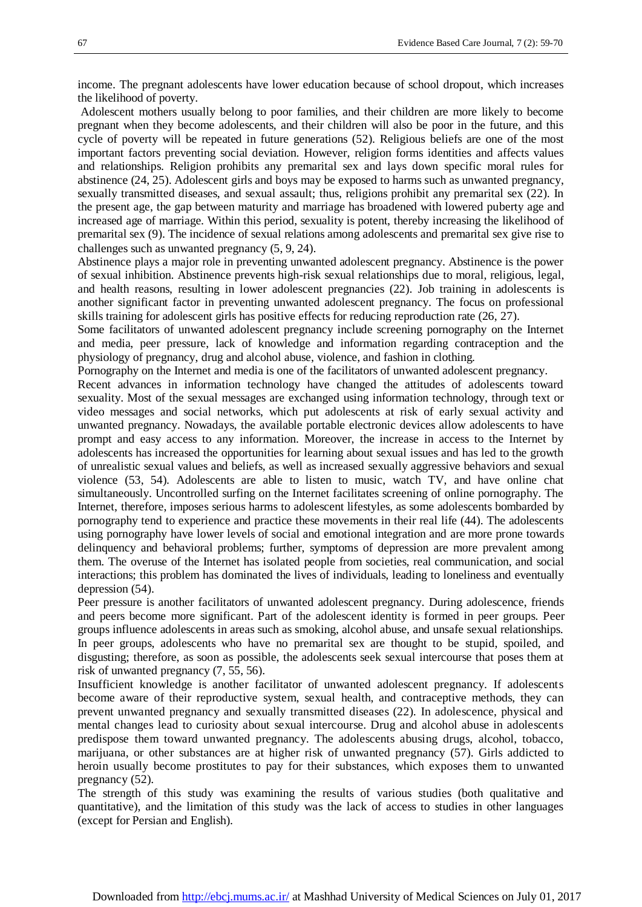income. The pregnant adolescents have lower education because of school dropout, which increases the likelihood of poverty.

Adolescent mothers usually belong to poor families, and their children are more likely to become pregnant when they become adolescents, and their children will also be poor in the future, and this cycle of poverty will be repeated in future generations (52). Religious beliefs are one of the most important factors preventing social deviation. However, religion forms identities and affects values and relationships. Religion prohibits any premarital sex and lays down specific moral rules for abstinence (24, 25). Adolescent girls and boys may be exposed to harms such as unwanted pregnancy, sexually transmitted diseases, and sexual assault; thus, religions prohibit any premarital sex (22). In the present age, the gap between maturity and marriage has broadened with lowered puberty age and increased age of marriage. Within this period, sexuality is potent, thereby increasing the likelihood of premarital sex (9). The incidence of sexual relations among adolescents and premarital sex give rise to challenges such as unwanted pregnancy (5, 9, 24).

Abstinence plays a major role in preventing unwanted adolescent pregnancy. Abstinence is the power of sexual inhibition. Abstinence prevents high-risk sexual relationships due to moral, religious, legal, and health reasons, resulting in lower adolescent pregnancies (22). Job training in adolescents is another significant factor in preventing unwanted adolescent pregnancy. The focus on professional skills training for adolescent girls has positive effects for reducing reproduction rate (26, 27).

Some facilitators of unwanted adolescent pregnancy include screening pornography on the Internet and media, peer pressure, lack of knowledge and information regarding contraception and the physiology of pregnancy, drug and alcohol abuse, violence, and fashion in clothing.

Pornography on the Internet and media is one of the facilitators of unwanted adolescent pregnancy.

Recent advances in information technology have changed the attitudes of adolescents toward sexuality. Most of the sexual messages are exchanged using information technology, through text or video messages and social networks, which put adolescents at risk of early sexual activity and unwanted pregnancy. Nowadays, the available portable electronic devices allow adolescents to have prompt and easy access to any information. Moreover, the increase in access to the Internet by adolescents has increased the opportunities for learning about sexual issues and has led to the growth of unrealistic sexual values and beliefs, as well as increased sexually aggressive behaviors and sexual violence (53, 54). Adolescents are able to listen to music, watch TV, and have online chat simultaneously. Uncontrolled surfing on the Internet facilitates screening of online pornography. The Internet, therefore, imposes serious harms to adolescent lifestyles, as some adolescents bombarded by pornography tend to experience and practice these movements in their real life (44). The adolescents using pornography have lower levels of social and emotional integration and are more prone towards delinquency and behavioral problems; further, symptoms of depression are more prevalent among them. The overuse of the Internet has isolated people from societies, real communication, and social interactions; this problem has dominated the lives of individuals, leading to loneliness and eventually depression (54).

Peer pressure is another facilitators of unwanted adolescent pregnancy. During adolescence, friends and peers become more significant. Part of the adolescent identity is formed in peer groups. Peer groups influence adolescents in areas such as smoking, alcohol abuse, and unsafe sexual relationships. In peer groups, adolescents who have no premarital sex are thought to be stupid, spoiled, and disgusting; therefore, as soon as possible, the adolescents seek sexual intercourse that poses them at risk of unwanted pregnancy (7, 55, 56).

Insufficient knowledge is another facilitator of unwanted adolescent pregnancy. If adolescents become aware of their reproductive system, sexual health, and contraceptive methods, they can prevent unwanted pregnancy and sexually transmitted diseases (22). In adolescence, physical and mental changes lead to curiosity about sexual intercourse. Drug and alcohol abuse in adolescents predispose them toward unwanted pregnancy. The adolescents abusing drugs, alcohol, tobacco, marijuana, or other substances are at higher risk of unwanted pregnancy (57). Girls addicted to heroin usually become prostitutes to pay for their substances, which exposes them to unwanted pregnancy (52).

The strength of this study was examining the results of various studies (both qualitative and quantitative), and the limitation of this study was the lack of access to studies in other languages (except for Persian and English).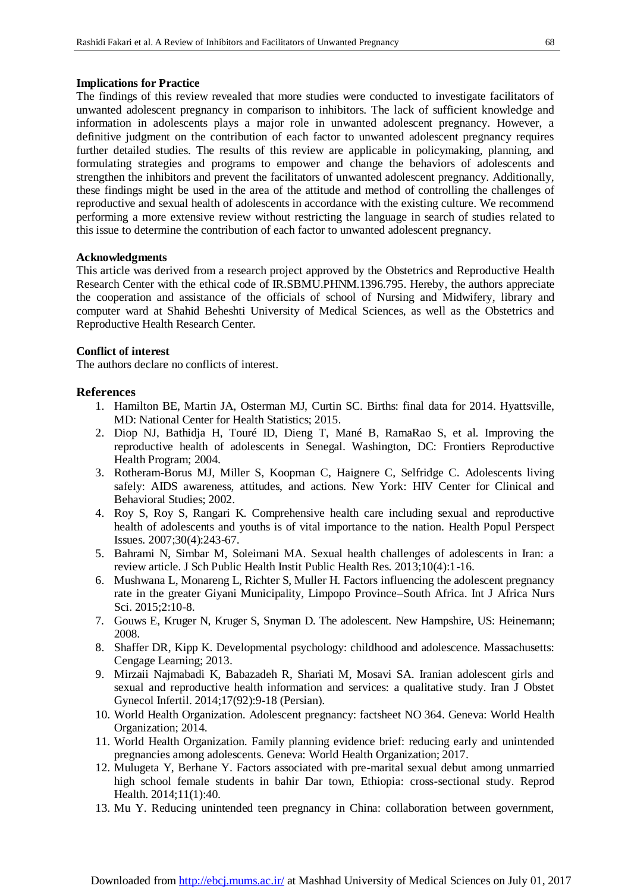## Implications for Practice

The findings of this review revealed that more studies were conducted to investigate facilitators of unwanted adolescent pregnancy in comparison to inhibitors. The lack of sufficient knowledge and information in adolescents plays a major role in unwanted adolescent pregnancy. However, a definitive judgment on the contribution of each factor to unwanted adolescent pregnancy requires further detailed studies. The results of this review are applicable in policymaking, planning, and formulating strategies and programs to empower and change the behaviors of adolescents and strengthen the inhibitors and prevent the facilitators of unwanted adolescent pregnancy. Additionally, these findings might be used in the area of the attitude and method of controlling the challenges of reproductive and sexual health of adolescents in accordance with the existing culture. We recommend performing a more extensive review without restricting the language in search of studies related to this issue to determine the contribution of each factor to unwanted adolescent pregnancy.

## Acknowledgments

This article was derived from a research project approved by the Obstetrics and Reproductive Health Research Center with the ethical code of IR.SBMU.PHNM.1396.795. Hereby, the authors appreciate the cooperation and assistance of the officials of school of Nursing and Midwifery, library and computer ward at Shahid Beheshti University of Medical Sciences, as well as the Obstetrics and Reproductive Health Research Center.

## Conflict of interest

The authors declare no conflicts of interest.

## References

1. Hamilton BE, Martin JA, Osterman MJ, Curtin SC. Births: final data for 2014. Hyattsville, MD: National Center for Health Statistics; 2015.
2. Diop NJ, Bathidja H, Touré ID, Dieng T, Mané B, RamaRao S, et al. Improving the reproductive health of adolescents in Senegal. Washington, DC: Frontiers Reproductive Health Program; 2004.
3. Rotheram-Borus MJ, Miller S, Koopman C, Haignere C, Selfridge C. Adolescents living safely: AIDS awareness, attitudes, and actions. New York: HIV Center for Clinical and Behavioral Studies; 2002.
4. Roy S, Roy S, Rangari K. Comprehensive health care including sexual and reproductive health of adolescents and youths is of vital importance to the nation. Health Popul Perspect Issues. 2007;30(4):243-67.
5. Bahrami N, Simbar M, Soleimani MA. Sexual health challenges of adolescents in Iran: a review article. J Sch Public Health Instit Public Health Res. 2013;10(4):1-16.
6. Mushwana L, Monareng L, Richter S, Muller H. Factors influencing the adolescent pregnancy rate in the greater Giyani Municipality, Limpopo Province–South Africa. Int J Africa Nurs Sci. 2015;2:10-8.
7. Gouws E, Kruger N, Kruger S, Snyman D. The adolescent. New Hampshire, US: Heinemann; 2008.
8. Shaffer DR, Kipp K. Developmental psychology: childhood and adolescence. Massachusetts: Cengage Learning; 2013.
9. Mirzaii Najmabadi K, Babazadeh R, Shariati M, Mosavi SA. Iranian adolescent girls and sexual and reproductive health information and services: a qualitative study. Iran J Obstet Gynecol Infertil. 2014;17(92):9-18 (Persian).
10. World Health Organization. Adolescent pregnancy: factsheet NO 364. Geneva: World Health Organization; 2014.
11. World Health Organization. Family planning evidence brief: reducing early and unintended pregnancies among adolescents. Geneva: World Health Organization; 2017.
12. Mulugeta Y, Berhane Y. Factors associated with pre-marital sexual debut among unmarried high school female students in bahir Dar town, Ethiopia: cross-sectional study. Reprod Health. 2014;11(1):40.
13. Mu Y. Reducing unintended teen pregnancy in China: collaboration between government,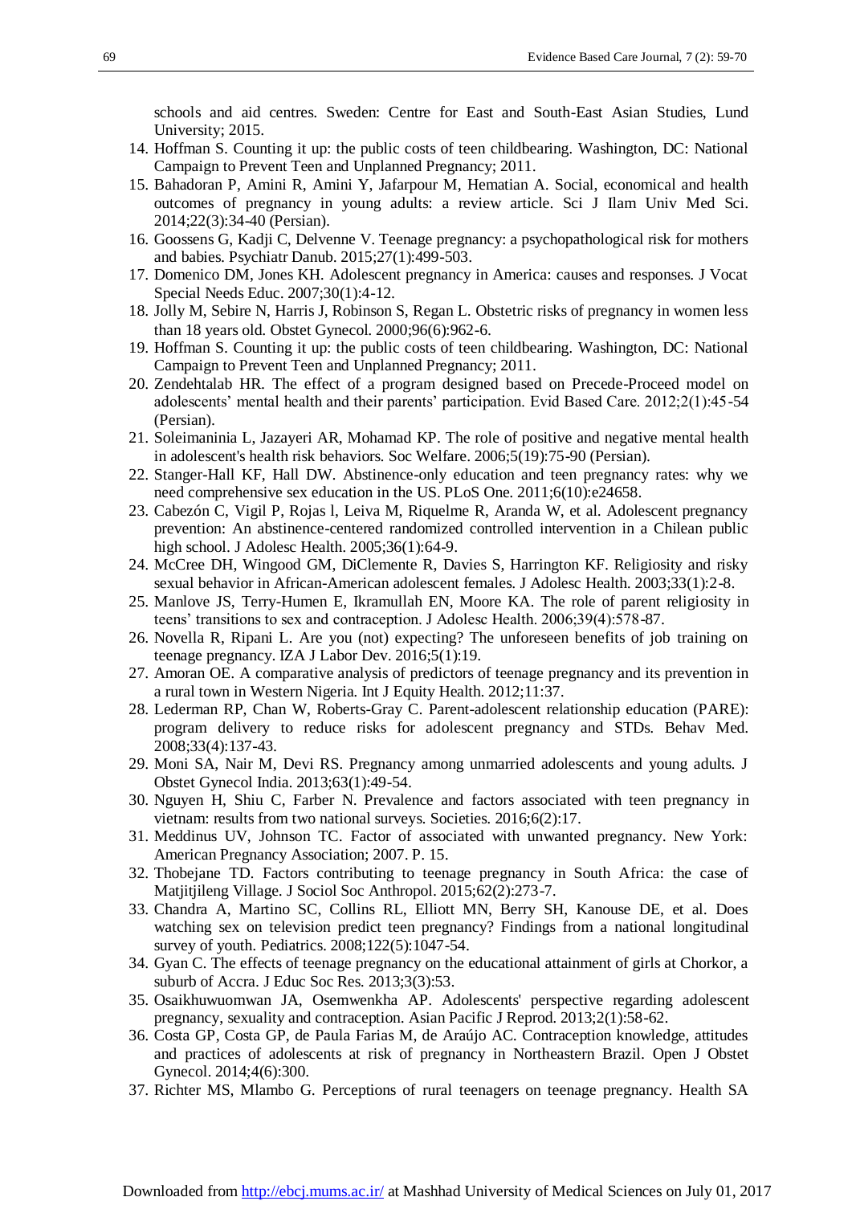schools and aid centres. Sweden: Centre for East and South-East Asian Studies, Lund University; 2015.

14. Hoffman S. Counting it up: the public costs of teen childbearing. Washington, DC: National Campaign to Prevent Teen and Unplanned Pregnancy; 2011.
15. Bahadoran P, Amini R, Amini Y, Jafarpour M, Hematian A. Social, economical and health outcomes of pregnancy in young adults: a review article. Sci J Ilam Univ Med Sci. 2014;22(3):34-40 (Persian).
16. Goossens G, Kadji C, Delvenne V. Teenage pregnancy: a psychopathological risk for mothers and babies. Psychiatr Danub. 2015;27(1):499-503.
17. Domenico DM, Jones KH. Adolescent pregnancy in America: causes and responses. J Vocat Special Needs Educ. 2007;30(1):4-12.
18. Jolly M, Sebire N, Harris J, Robinson S, Regan L. Obstetric risks of pregnancy in women less than 18 years old. Obstet Gynecol. 2000;96(6):962-6.
19. Hoffman S. Counting it up: the public costs of teen childbearing. Washington, DC: National Campaign to Prevent Teen and Unplanned Pregnancy; 2011.
20. Zendehtalab HR. The effect of a program designed based on Precede-Proceed model on adolescents' mental health and their parents' participation. Evid Based Care. 2012;2(1):45-54 (Persian).
21. Soleimaninia L, Jazayeri AR, Mohamad KP. The role of positive and negative mental health in adolescent's health risk behaviors. Soc Welfare. 2006;5(19):75-90 (Persian).
22. Stanger-Hall KF, Hall DW. Abstinence-only education and teen pregnancy rates: why we need comprehensive sex education in the US. PLoS One. 2011;6(10):e24658.
23. Cabezón C, Vigil P, Rojas l, Leiva M, Riquelme R, Aranda W, et al. Adolescent pregnancy prevention: An abstinence-centered randomized controlled intervention in a Chilean public high school. J Adolesc Health. 2005;36(1):64-9.
24. McCree DH, Wingood GM, DiClemente R, Davies S, Harrington KF. Religiosity and risky sexual behavior in African-American adolescent females. J Adolesc Health. 2003;33(1):2-8.
25. Manlove JS, Terry-Humen E, Ikramullah EN, Moore KA. The role of parent religiosity in teens' transitions to sex and contraception. J Adolesc Health. 2006;39(4):578-87.
26. Novella R, Ripani L. Are you (not) expecting? The unforeseen benefits of job training on teenage pregnancy. IZA J Labor Dev. 2016;5(1):19.
27. Amoran OE. A comparative analysis of predictors of teenage pregnancy and its prevention in a rural town in Western Nigeria. Int J Equity Health. 2012;11:37.
28. Lederman RP, Chan W, Roberts-Gray C. Parent-adolescent relationship education (PARE): program delivery to reduce risks for adolescent pregnancy and STDs. Behav Med. 2008;33(4):137-43.
29. Moni SA, Nair M, Devi RS. Pregnancy among unmarried adolescents and young adults. J Obstet Gynecol India. 2013;63(1):49-54.
30. Nguyen H, Shiu C, Farber N. Prevalence and factors associated with teen pregnancy in vietnam: results from two national surveys. Societies. 2016;6(2):17.
31. Meddinus UV, Johnson TC. Factor of associated with unwanted pregnancy. New York: American Pregnancy Association; 2007. P. 15.
32. Thobejane TD. Factors contributing to teenage pregnancy in South Africa: the case of Matjitjileng Village. J Sociol Soc Anthropol. 2015;62(2):273-7.
33. Chandra A, Martino SC, Collins RL, Elliott MN, Berry SH, Kanouse DE, et al. Does watching sex on television predict teen pregnancy? Findings from a national longitudinal survey of youth. Pediatrics. 2008;122(5):1047-54.
34. Gyan C. The effects of teenage pregnancy on the educational attainment of girls at Chorkor, a suburb of Accra. J Educ Soc Res. 2013;3(3):53.
35. Osaikhuwuomwan JA, Osemwenkha AP. Adolescents' perspective regarding adolescent pregnancy, sexuality and contraception. Asian Pacific J Reprod. 2013;2(1):58-62.
36. Costa GP, Costa GP, de Paula Farias M, de Araújo AC. Contraception knowledge, attitudes and practices of adolescents at risk of pregnancy in Northeastern Brazil. Open J Obstet Gynecol. 2014;4(6):300.
37. Richter MS, Mlambo G. Perceptions of rural teenagers on teenage pregnancy. Health SA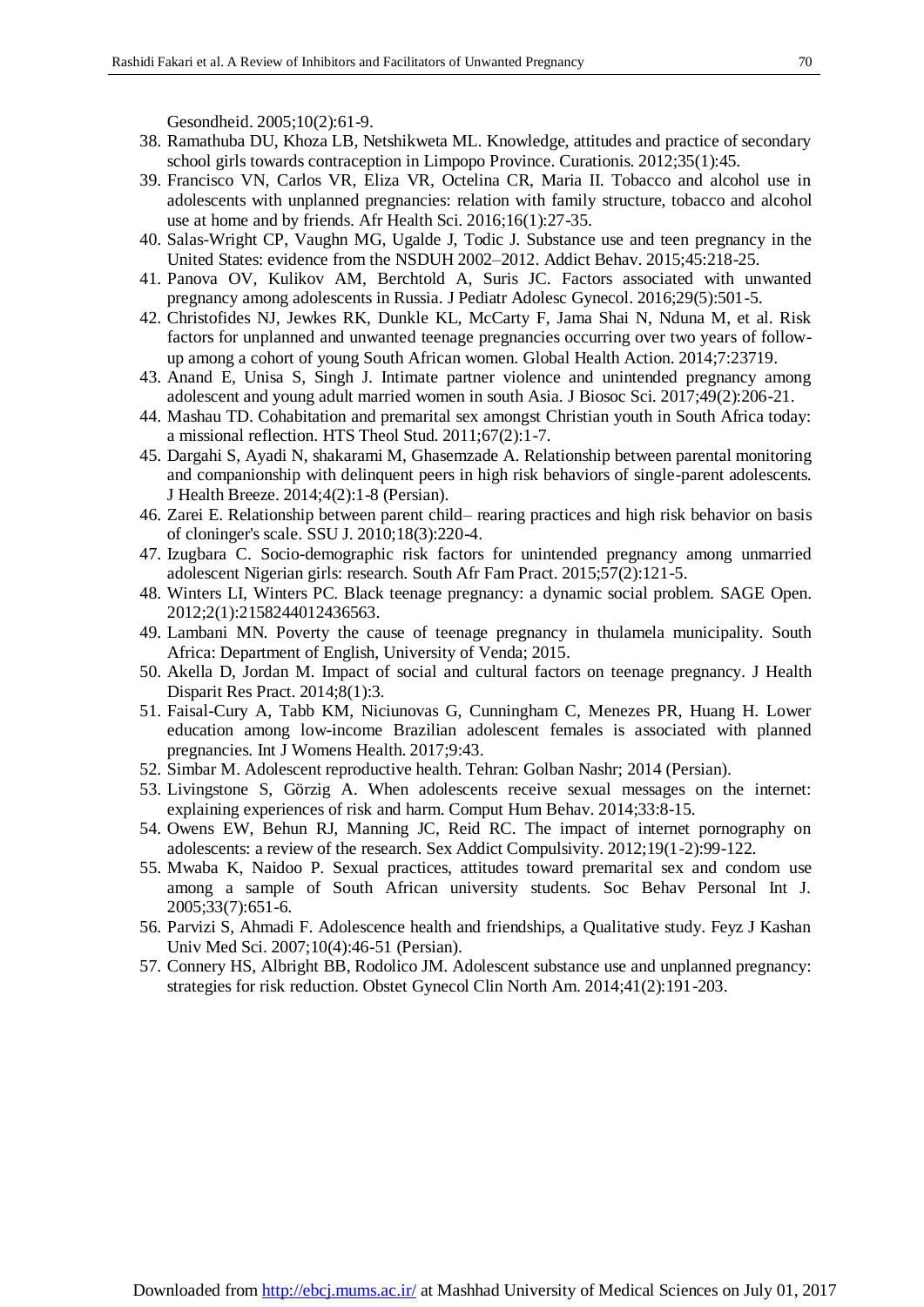Gesondheid. 2005;10(2):61-9.

38. Ramathuba DU, Khoza LB, Netshikweta ML. Knowledge, attitudes and practice of secondary school girls towards contraception in Limpopo Province. Curationis. 2012;35(1):45.
39. Francisco VN, Carlos VR, Eliza VR, Octelina CR, Maria II. Tobacco and alcohol use in adolescents with unplanned pregnancies: relation with family structure, tobacco and alcohol use at home and by friends. Afr Health Sci. 2016;16(1):27-35.
40. Salas-Wright CP, Vaughn MG, Ugalde J, Todic J. Substance use and teen pregnancy in the United States: evidence from the NSDUH 2002–2012. Addict Behav. 2015;45:218-25.
41. Panova OV, Kulikov AM, Berchtold A, Suris JC. Factors associated with unwanted pregnancy among adolescents in Russia. J Pediatr Adolesc Gynecol. 2016;29(5):501-5.
42. Christofides NJ, Jewkes RK, Dunkle KL, McCarty F, Jama Shai N, Nduna M, et al. Risk factors for unplanned and unwanted teenage pregnancies occurring over two years of follow-up among a cohort of young South African women. Global Health Action. 2014;7:23719.
43. Anand E, Unisa S, Singh J. Intimate partner violence and unintended pregnancy among adolescent and young adult married women in south Asia. J Biosoc Sci. 2017;49(2):206-21.
44. Mashau TD. Cohabitation and premarital sex amongst Christian youth in South Africa today: a missional reflection. HTS Theol Stud. 2011;67(2):1-7.
45. Dargahi S, Ayadi N, shakarami M, Ghasemzade A. Relationship between parental monitoring and companionship with delinquent peers in high risk behaviors of single-parent adolescents. J Health Breeze. 2014;4(2):1-8 (Persian).
46. Zarei E. Relationship between parent child– rearing practices and high risk behavior on basis of cloninger's scale. SSU J. 2010;18(3):220-4.
47. Izugbara C. Socio-demographic risk factors for unintended pregnancy among unmarried adolescent Nigerian girls: research. South Afr Fam Pract. 2015;57(2):121-5.
48. Winters LI, Winters PC. Black teenage pregnancy: a dynamic social problem. SAGE Open. 2012;2(1):2158244012436563.
49. Lambani MN. Poverty the cause of teenage pregnancy in thulamela municipality. South Africa: Department of English, University of Venda; 2015.
50. Akella D, Jordan M. Impact of social and cultural factors on teenage pregnancy. J Health Disparit Res Pract. 2014;8(1):3.
51. Faisal-Cury A, Tabb KM, Niciunovas G, Cunningham C, Menezes PR, Huang H. Lower education among low-income Brazilian adolescent females is associated with planned pregnancies. Int J Womens Health. 2017;9:43.
52. Simbar M. Adolescent reproductive health. Tehran: Golban Nashr; 2014 (Persian).
53. Livingstone S, Görzig A. When adolescents receive sexual messages on the internet: explaining experiences of risk and harm. Comput Hum Behav. 2014;33:8-15.
54. Owens EW, Behun RJ, Manning JC, Reid RC. The impact of internet pornography on adolescents: a review of the research. Sex Addict Compulsivity. 2012;19(1-2):99-122.
55. Mwaba K, Naidoo P. Sexual practices, attitudes toward premarital sex and condom use among a sample of South African university students. Soc Behav Personal Int J. 2005;33(7):651-6.
56. Parvizi S, Ahmadi F. Adolescence health and friendships, a Qualitative study. Feyz J Kashan Univ Med Sci. 2007;10(4):46-51 (Persian).
57. Connery HS, Albright BB, Rodolico JM. Adolescent substance use and unplanned pregnancy: strategies for risk reduction. Obstet Gynecol Clin North Am. 2014;41(2):191-203.